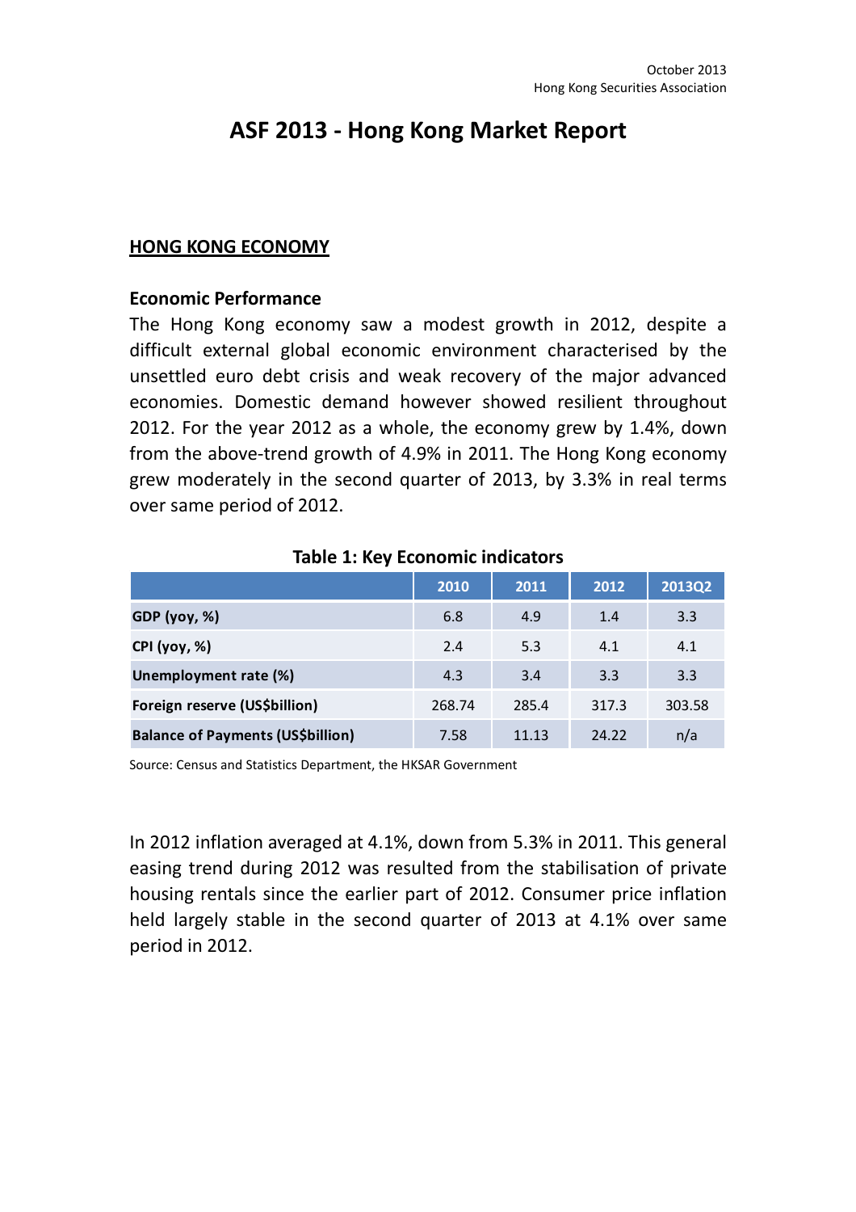October 2013
Hong Kong Securities Association

# ASF 2013 - Hong Kong Market Report

## HONG KONG ECONOMY

### Economic Performance

The Hong Kong economy saw a modest growth in 2012, despite a difficult external global economic environment characterised by the unsettled euro debt crisis and weak recovery of the major advanced economies. Domestic demand however showed resilient throughout 2012. For the year 2012 as a whole, the economy grew by 1.4%, down from the above-trend growth of 4.9% in 2011. The Hong Kong economy grew moderately in the second quarter of 2013, by 3.3% in real terms over same period of 2012.

**Table 1: Key Economic indicators**

| | 2010 | 2011 | 2012 | 2013Q2 |
|---|---|---|---|---|
| **GDP (yoy, %)** | 6.8 | 4.9 | 1.4 | 3.3 |
| **CPI (yoy, %)** | 2.4 | 5.3 | 4.1 | 4.1 |
| **Unemployment rate (%)** | 4.3 | 3.4 | 3.3 | 3.3 |
| **Foreign reserve (US$billion)** | 268.74 | 285.4 | 317.3 | 303.58 |
| **Balance of Payments (US$billion)** | 7.58 | 11.13 | 24.22 | n/a |

Source: Census and Statistics Department, the HKSAR Government

In 2012 inflation averaged at 4.1%, down from 5.3% in 2011. This general easing trend during 2012 was resulted from the stabilisation of private housing rentals since the earlier part of 2012. Consumer price inflation held largely stable in the second quarter of 2013 at 4.1% over same period in 2012.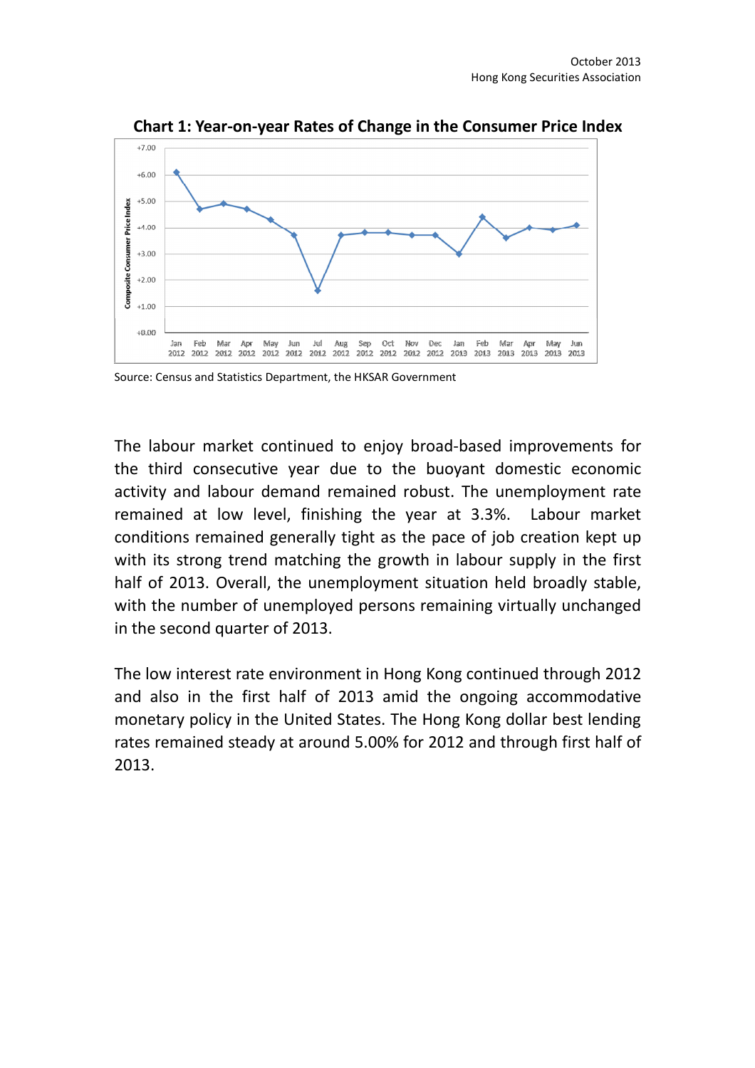**Chart 1: Year-on-year Rates of Change in the Consumer Price Index**

Source: Census and Statistics Department, the HKSAR Government

The labour market continued to enjoy broad-based improvements for the third consecutive year due to the buoyant domestic economic activity and labour demand remained robust. The unemployment rate remained at low level, finishing the year at 3.3%. Labour market conditions remained generally tight as the pace of job creation kept up with its strong trend matching the growth in labour supply in the first half of 2013. Overall, the unemployment situation held broadly stable, with the number of unemployed persons remaining virtually unchanged in the second quarter of 2013.

The low interest rate environment in Hong Kong continued through 2012 and also in the first half of 2013 amid the ongoing accommodative monetary policy in the United States. The Hong Kong dollar best lending rates remained steady at around 5.00% for 2012 and through first half of 2013.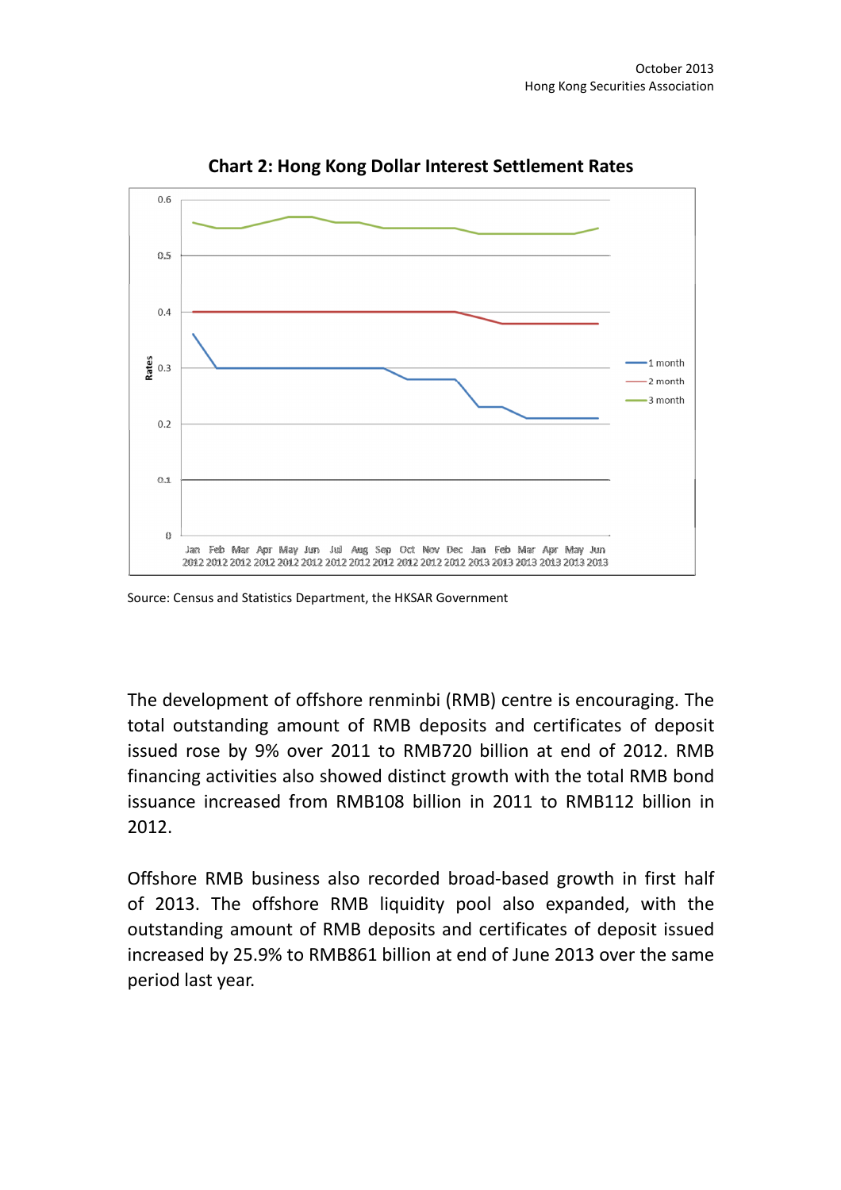**Chart 2: Hong Kong Dollar Interest Settlement Rates**

Source: Census and Statistics Department, the HKSAR Government

The development of offshore renminbi (RMB) centre is encouraging. The total outstanding amount of RMB deposits and certificates of deposit issued rose by 9% over 2011 to RMB720 billion at end of 2012. RMB financing activities also showed distinct growth with the total RMB bond issuance increased from RMB108 billion in 2011 to RMB112 billion in 2012.

Offshore RMB business also recorded broad-based growth in first half of 2013. The offshore RMB liquidity pool also expanded, with the outstanding amount of RMB deposits and certificates of deposit issued increased by 25.9% to RMB861 billion at end of June 2013 over the same period last year.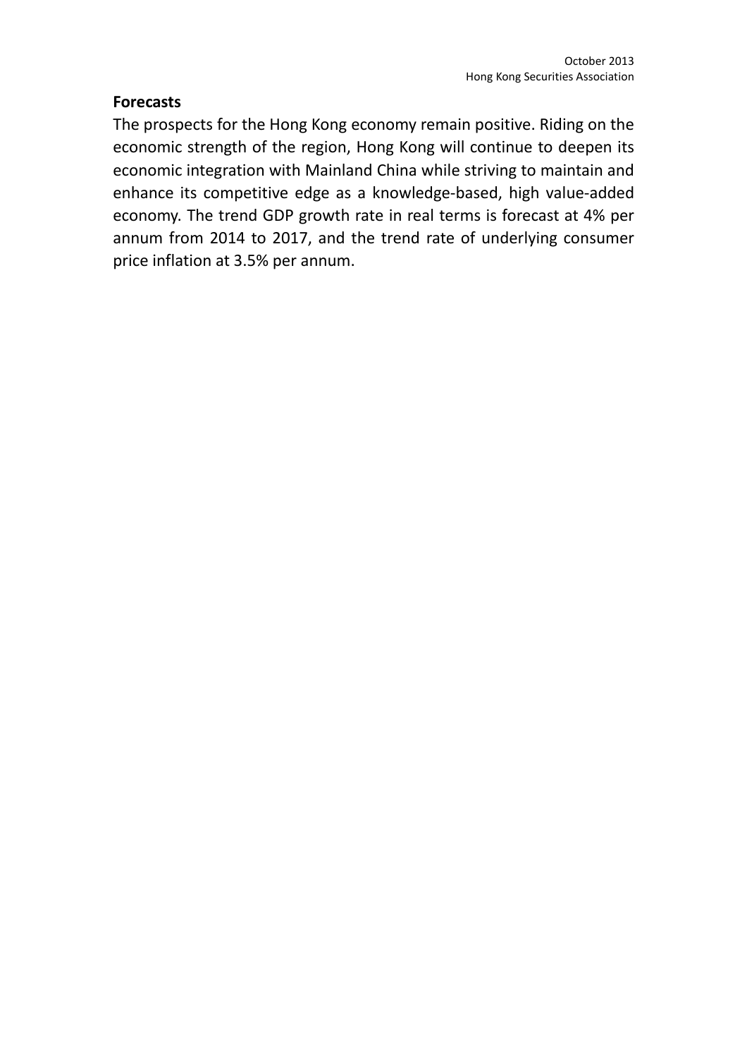### Forecasts

The prospects for the Hong Kong economy remain positive. Riding on the economic strength of the region, Hong Kong will continue to deepen its economic integration with Mainland China while striving to maintain and enhance its competitive edge as a knowledge-based, high value-added economy. The trend GDP growth rate in real terms is forecast at 4% per annum from 2014 to 2017, and the trend rate of underlying consumer price inflation at 3.5% per annum.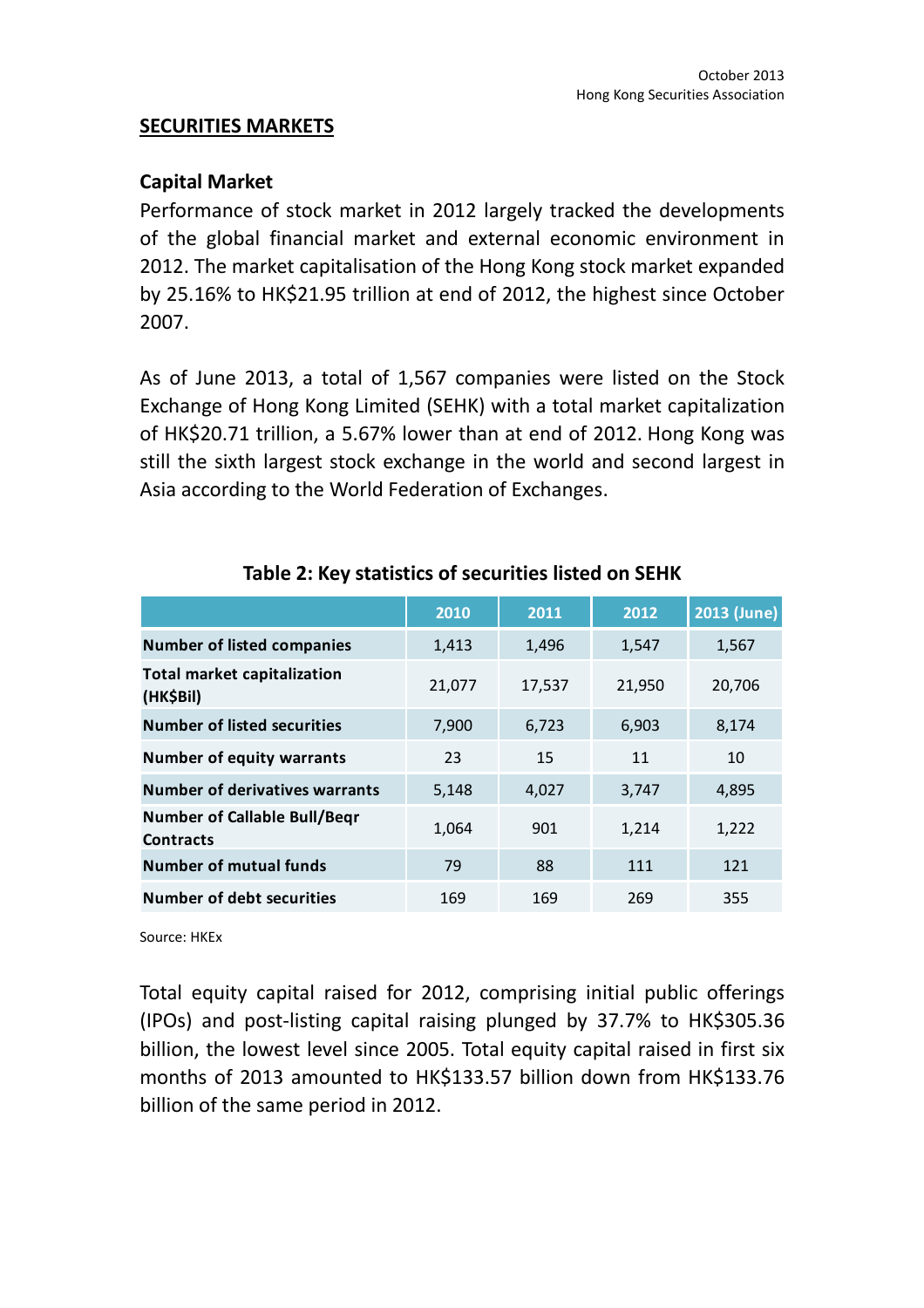## SECURITIES MARKETS

### Capital Market

Performance of stock market in 2012 largely tracked the developments of the global financial market and external economic environment in 2012. The market capitalisation of the Hong Kong stock market expanded by 25.16% to HK$21.95 trillion at end of 2012, the highest since October 2007.

As of June 2013, a total of 1,567 companies were listed on the Stock Exchange of Hong Kong Limited (SEHK) with a total market capitalization of HK$20.71 trillion, a 5.67% lower than at end of 2012. Hong Kong was still the sixth largest stock exchange in the world and second largest in Asia according to the World Federation of Exchanges.

**Table 2: Key statistics of securities listed on SEHK**

| | 2010 | 2011 | 2012 | 2013 (June) |
|---|---|---|---|---|
| **Number of listed companies** | 1,413 | 1,496 | 1,547 | 1,567 |
| **Total market capitalization (HK$Bil)** | 21,077 | 17,537 | 21,950 | 20,706 |
| **Number of listed securities** | 7,900 | 6,723 | 6,903 | 8,174 |
| **Number of equity warrants** | 23 | 15 | 11 | 10 |
| **Number of derivatives warrants** | 5,148 | 4,027 | 3,747 | 4,895 |
| **Number of Callable Bull/Beqr Contracts** | 1,064 | 901 | 1,214 | 1,222 |
| **Number of mutual funds** | 79 | 88 | 111 | 121 |
| **Number of debt securities** | 169 | 169 | 269 | 355 |

Source: HKEx

Total equity capital raised for 2012, comprising initial public offerings (IPOs) and post-listing capital raising plunged by 37.7% to HK$305.36 billion, the lowest level since 2005. Total equity capital raised in first six months of 2013 amounted to HK$133.57 billion down from HK$133.76 billion of the same period in 2012.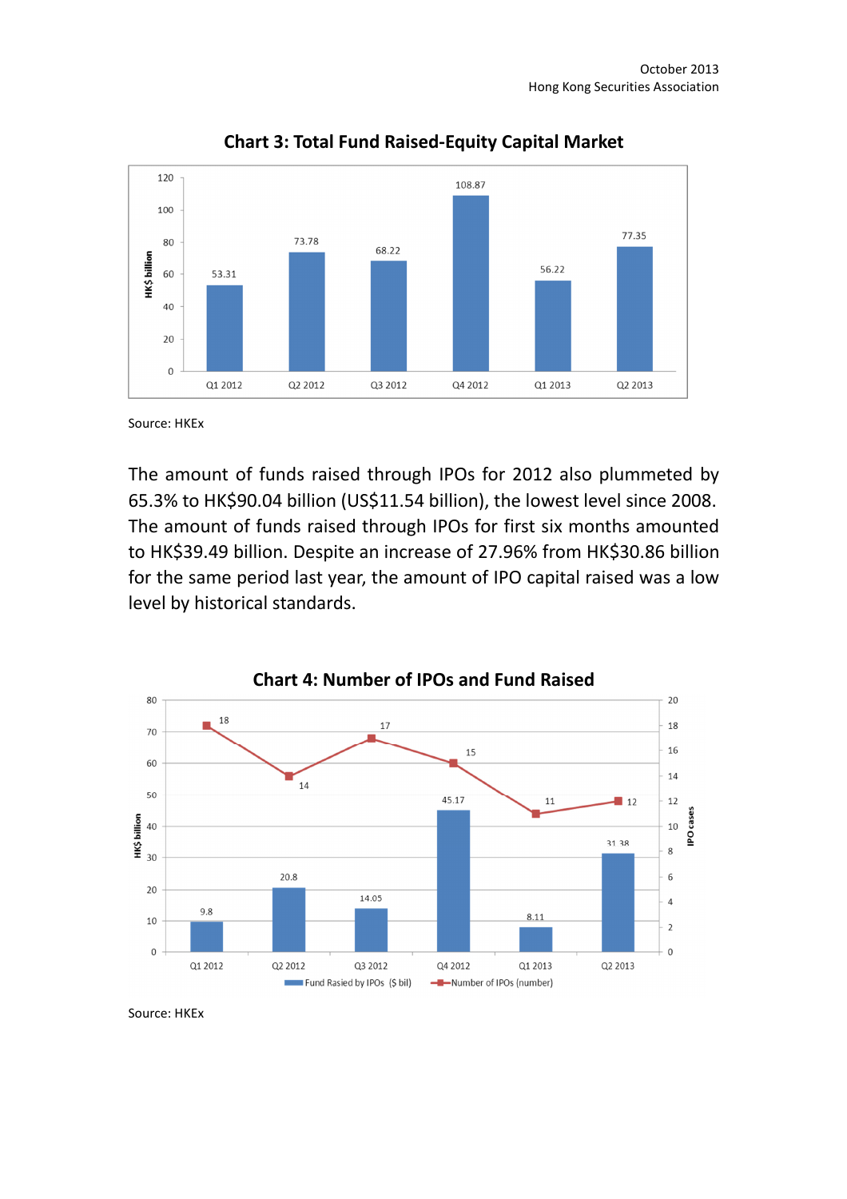**Chart 3: Total Fund Raised-Equity Capital Market**

| | Q1 2012 | Q2 2012 | Q3 2012 | Q4 2012 | Q1 2013 | Q2 2013 |
|---|---|---|---|---|---|---|
| HK$ billion | 53.31 | 73.78 | 68.22 | 108.87 | 56.22 | 77.35 |

Source: HKEx

The amount of funds raised through IPOs for 2012 also plummeted by 65.3% to HK$90.04 billion (US$11.54 billion), the lowest level since 2008. The amount of funds raised through IPOs for first six months amounted to HK$39.49 billion. Despite an increase of 27.96% from HK$30.86 billion for the same period last year, the amount of IPO capital raised was a low level by historical standards.

**Chart 4: Number of IPOs and Fund Raised**

| | Q1 2012 | Q2 2012 | Q3 2012 | Q4 2012 | Q1 2013 | Q2 2013 |
|---|---|---|---|---|---|---|
| Fund Rasied by IPOs ($ bil) | 9.8 | 20.8 | 14.05 | 45.17 | 8.11 | 31.38 |
| Number of IPOs (number) | 18 | 14 | 17 | 15 | 11 | 12 |

Source: HKEx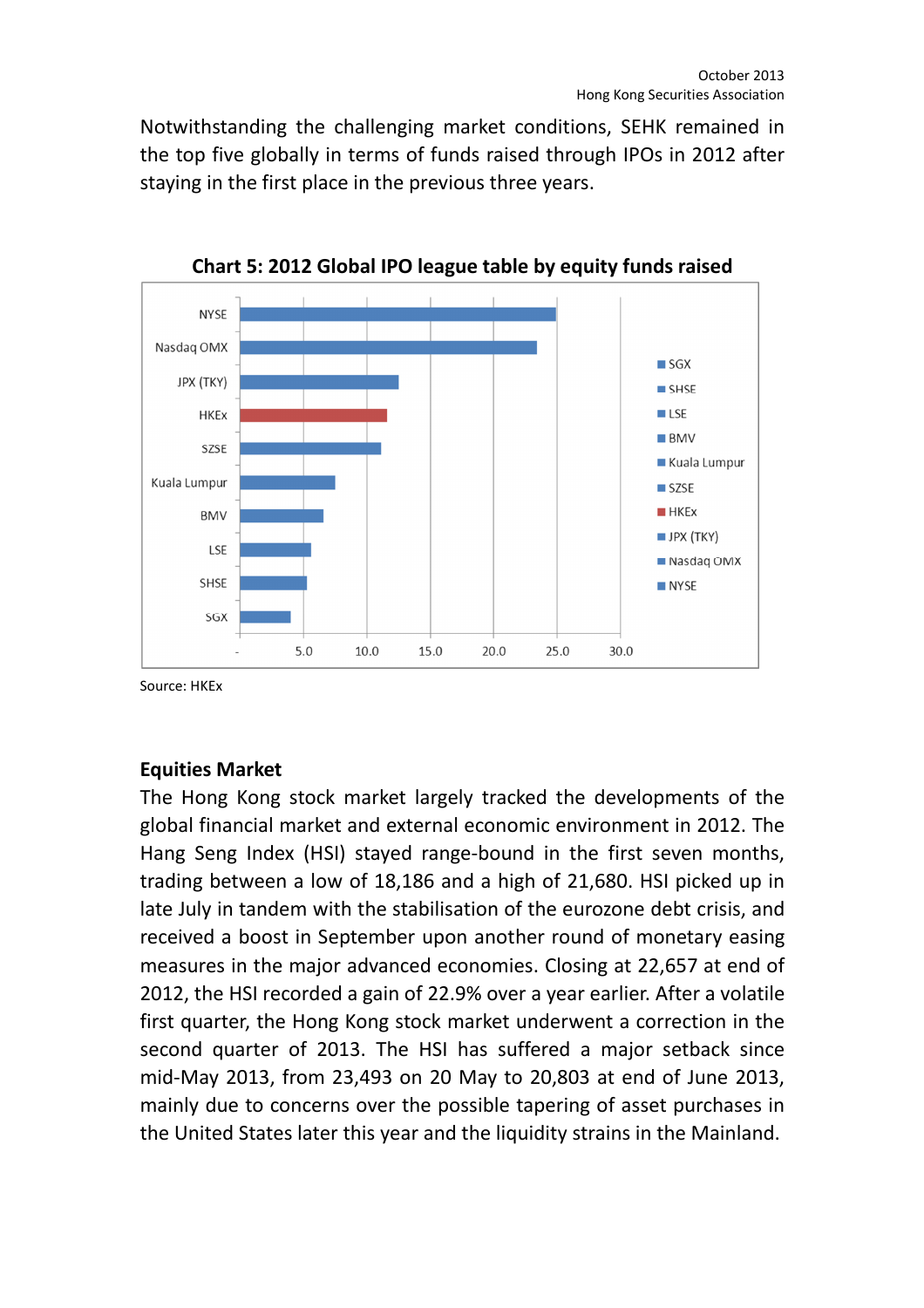Notwithstanding the challenging market conditions, SEHK remained in the top five globally in terms of funds raised through IPOs in 2012 after staying in the first place in the previous three years.

**Chart 5: 2012 Global IPO league table by equity funds raised**

Source: HKEx

## Equities Market

The Hong Kong stock market largely tracked the developments of the global financial market and external economic environment in 2012. The Hang Seng Index (HSI) stayed range-bound in the first seven months, trading between a low of 18,186 and a high of 21,680. HSI picked up in late July in tandem with the stabilisation of the eurozone debt crisis, and received a boost in September upon another round of monetary easing measures in the major advanced economies. Closing at 22,657 at end of 2012, the HSI recorded a gain of 22.9% over a year earlier. After a volatile first quarter, the Hong Kong stock market underwent a correction in the second quarter of 2013. The HSI has suffered a major setback since mid-May 2013, from 23,493 on 20 May to 20,803 at end of June 2013, mainly due to concerns over the possible tapering of asset purchases in the United States later this year and the liquidity strains in the Mainland.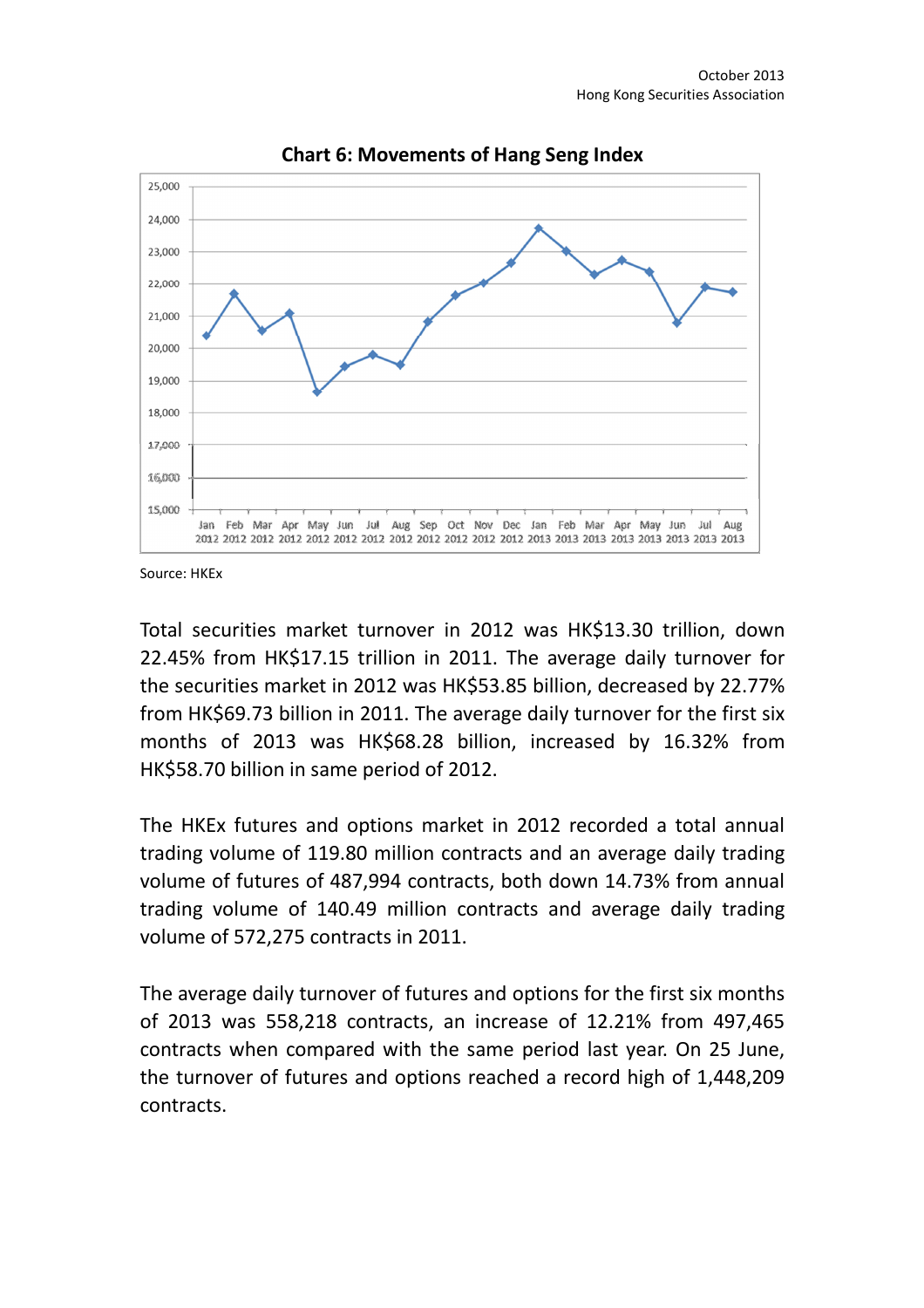**Chart 6: Movements of Hang Seng Index**

Source: HKEx

Total securities market turnover in 2012 was HK$13.30 trillion, down 22.45% from HK$17.15 trillion in 2011. The average daily turnover for the securities market in 2012 was HK$53.85 billion, decreased by 22.77% from HK$69.73 billion in 2011. The average daily turnover for the first six months of 2013 was HK$68.28 billion, increased by 16.32% from HK$58.70 billion in same period of 2012.

The HKEx futures and options market in 2012 recorded a total annual trading volume of 119.80 million contracts and an average daily trading volume of futures of 487,994 contracts, both down 14.73% from annual trading volume of 140.49 million contracts and average daily trading volume of 572,275 contracts in 2011.

The average daily turnover of futures and options for the first six months of 2013 was 558,218 contracts, an increase of 12.21% from 497,465 contracts when compared with the same period last year. On 25 June, the turnover of futures and options reached a record high of 1,448,209 contracts.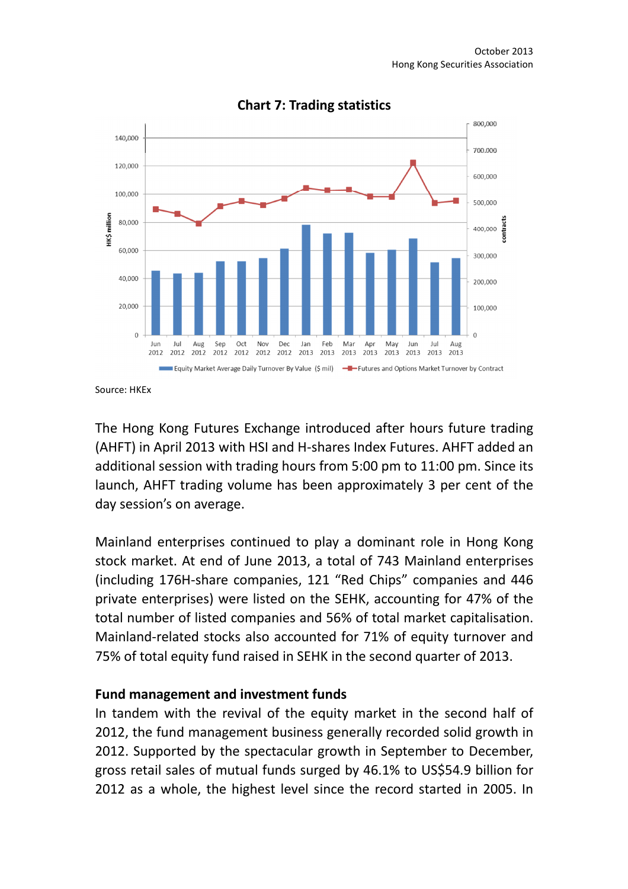**Chart 7: Trading statistics**

Source: HKEx

The Hong Kong Futures Exchange introduced after hours future trading (AHFT) in April 2013 with HSI and H-shares Index Futures. AHFT added an additional session with trading hours from 5:00 pm to 11:00 pm. Since its launch, AHFT trading volume has been approximately 3 per cent of the day session's on average.

Mainland enterprises continued to play a dominant role in Hong Kong stock market. At end of June 2013, a total of 743 Mainland enterprises (including 176H-share companies, 121 "Red Chips" companies and 446 private enterprises) were listed on the SEHK, accounting for 47% of the total number of listed companies and 56% of total market capitalisation. Mainland-related stocks also accounted for 71% of equity turnover and 75% of total equity fund raised in SEHK in the second quarter of 2013.

**Fund management and investment funds**

In tandem with the revival of the equity market in the second half of 2012, the fund management business generally recorded solid growth in 2012. Supported by the spectacular growth in September to December, gross retail sales of mutual funds surged by 46.1% to US$54.9 billion for 2012 as a whole, the highest level since the record started in 2005. In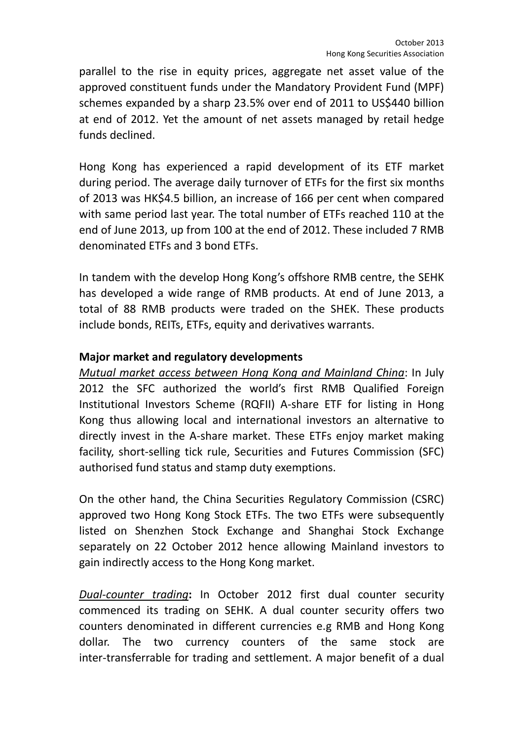parallel to the rise in equity prices, aggregate net asset value of the approved constituent funds under the Mandatory Provident Fund (MPF) schemes expanded by a sharp 23.5% over end of 2011 to US$440 billion at end of 2012. Yet the amount of net assets managed by retail hedge funds declined.

Hong Kong has experienced a rapid development of its ETF market during period. The average daily turnover of ETFs for the first six months of 2013 was HK$4.5 billion, an increase of 166 per cent when compared with same period last year. The total number of ETFs reached 110 at the end of June 2013, up from 100 at the end of 2012. These included 7 RMB denominated ETFs and 3 bond ETFs.

In tandem with the develop Hong Kong's offshore RMB centre, the SEHK has developed a wide range of RMB products. At end of June 2013, a total of 88 RMB products were traded on the SHEK. These products include bonds, REITs, ETFs, equity and derivatives warrants.

**Major market and regulatory developments**

*Mutual market access between Hong Kong and Mainland China*: In July 2012 the SFC authorized the world's first RMB Qualified Foreign Institutional Investors Scheme (RQFII) A-share ETF for listing in Hong Kong thus allowing local and international investors an alternative to directly invest in the A-share market. These ETFs enjoy market making facility, short-selling tick rule, Securities and Futures Commission (SFC) authorised fund status and stamp duty exemptions.

On the other hand, the China Securities Regulatory Commission (CSRC) approved two Hong Kong Stock ETFs. The two ETFs were subsequently listed on Shenzhen Stock Exchange and Shanghai Stock Exchange separately on 22 October 2012 hence allowing Mainland investors to gain indirectly access to the Hong Kong market.

*Dual-counter trading*: In October 2012 first dual counter security commenced its trading on SEHK. A dual counter security offers two counters denominated in different currencies e.g RMB and Hong Kong dollar. The two currency counters of the same stock are inter-transferrable for trading and settlement. A major benefit of a dual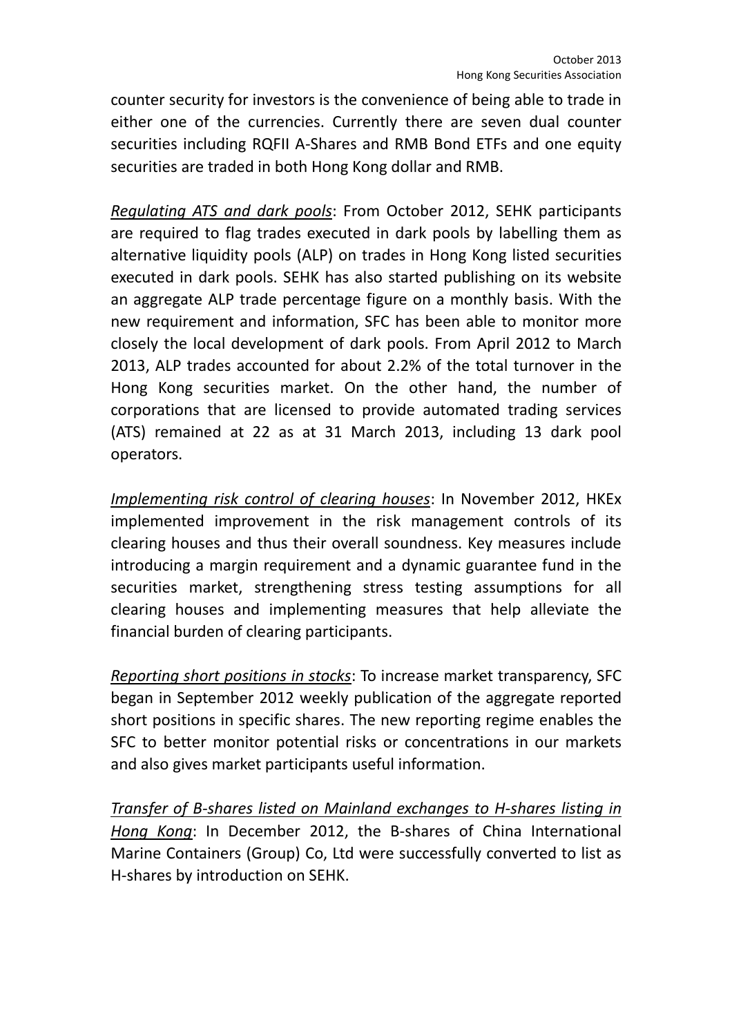counter security for investors is the convenience of being able to trade in either one of the currencies. Currently there are seven dual counter securities including RQFII A-Shares and RMB Bond ETFs and one equity securities are traded in both Hong Kong dollar and RMB.

*Regulating ATS and dark pools*: From October 2012, SEHK participants are required to flag trades executed in dark pools by labelling them as alternative liquidity pools (ALP) on trades in Hong Kong listed securities executed in dark pools. SEHK has also started publishing on its website an aggregate ALP trade percentage figure on a monthly basis. With the new requirement and information, SFC has been able to monitor more closely the local development of dark pools. From April 2012 to March 2013, ALP trades accounted for about 2.2% of the total turnover in the Hong Kong securities market. On the other hand, the number of corporations that are licensed to provide automated trading services (ATS) remained at 22 as at 31 March 2013, including 13 dark pool operators.

*Implementing risk control of clearing houses*: In November 2012, HKEx implemented improvement in the risk management controls of its clearing houses and thus their overall soundness. Key measures include introducing a margin requirement and a dynamic guarantee fund in the securities market, strengthening stress testing assumptions for all clearing houses and implementing measures that help alleviate the financial burden of clearing participants.

*Reporting short positions in stocks*: To increase market transparency, SFC began in September 2012 weekly publication of the aggregate reported short positions in specific shares. The new reporting regime enables the SFC to better monitor potential risks or concentrations in our markets and also gives market participants useful information.

*Transfer of B-shares listed on Mainland exchanges to H-shares listing in Hong Kong*: In December 2012, the B-shares of China International Marine Containers (Group) Co, Ltd were successfully converted to list as H-shares by introduction on SEHK.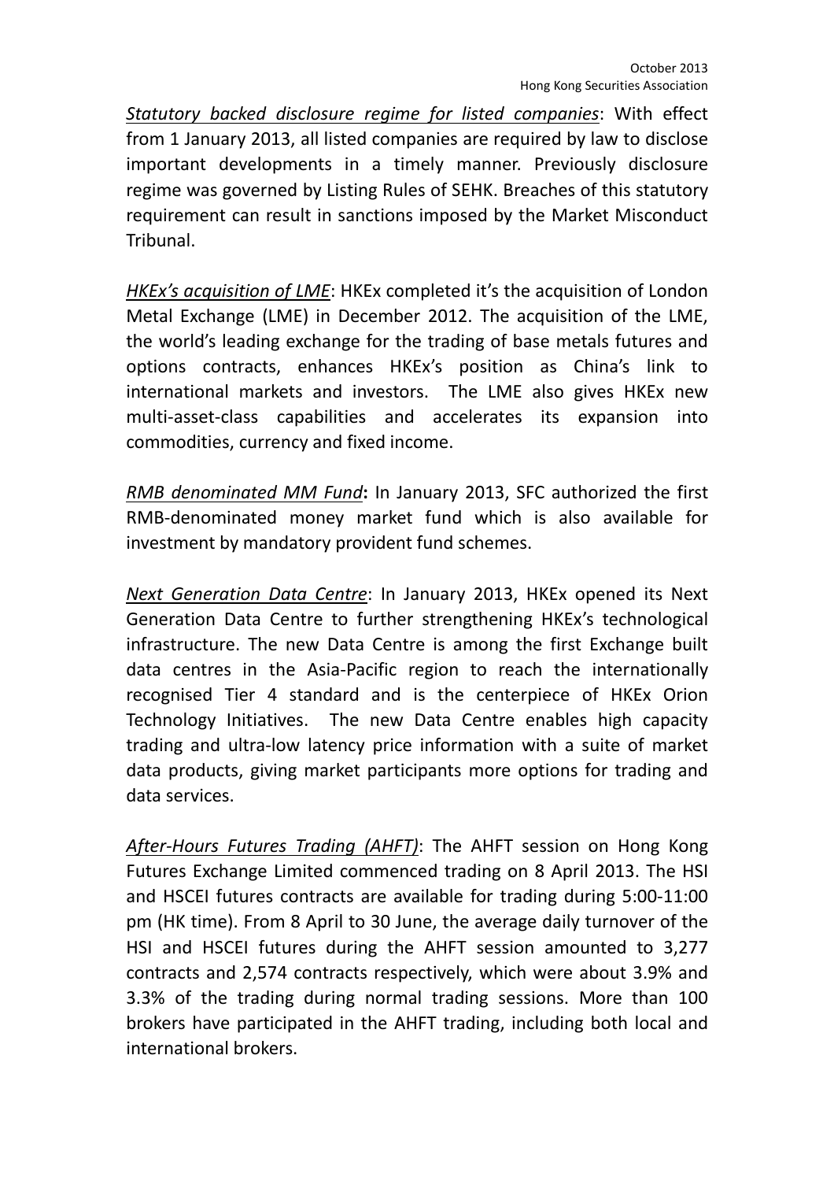*Statutory backed disclosure regime for listed companies*: With effect from 1 January 2013, all listed companies are required by law to disclose important developments in a timely manner. Previously disclosure regime was governed by Listing Rules of SEHK. Breaches of this statutory requirement can result in sanctions imposed by the Market Misconduct Tribunal.

*HKEx's acquisition of LME*: HKEx completed it's the acquisition of London Metal Exchange (LME) in December 2012. The acquisition of the LME, the world's leading exchange for the trading of base metals futures and options contracts, enhances HKEx's position as China's link to international markets and investors. The LME also gives HKEx new multi-asset-class capabilities and accelerates its expansion into commodities, currency and fixed income.

*RMB denominated MM Fund*: In January 2013, SFC authorized the first RMB-denominated money market fund which is also available for investment by mandatory provident fund schemes.

*Next Generation Data Centre*: In January 2013, HKEx opened its Next Generation Data Centre to further strengthening HKEx's technological infrastructure. The new Data Centre is among the first Exchange built data centres in the Asia-Pacific region to reach the internationally recognised Tier 4 standard and is the centerpiece of HKEx Orion Technology Initiatives. The new Data Centre enables high capacity trading and ultra-low latency price information with a suite of market data products, giving market participants more options for trading and data services.

*After-Hours Futures Trading (AHFT)*: The AHFT session on Hong Kong Futures Exchange Limited commenced trading on 8 April 2013. The HSI and HSCEI futures contracts are available for trading during 5:00-11:00 pm (HK time). From 8 April to 30 June, the average daily turnover of the HSI and HSCEI futures during the AHFT session amounted to 3,277 contracts and 2,574 contracts respectively, which were about 3.9% and 3.3% of the trading during normal trading sessions. More than 100 brokers have participated in the AHFT trading, including both local and international brokers.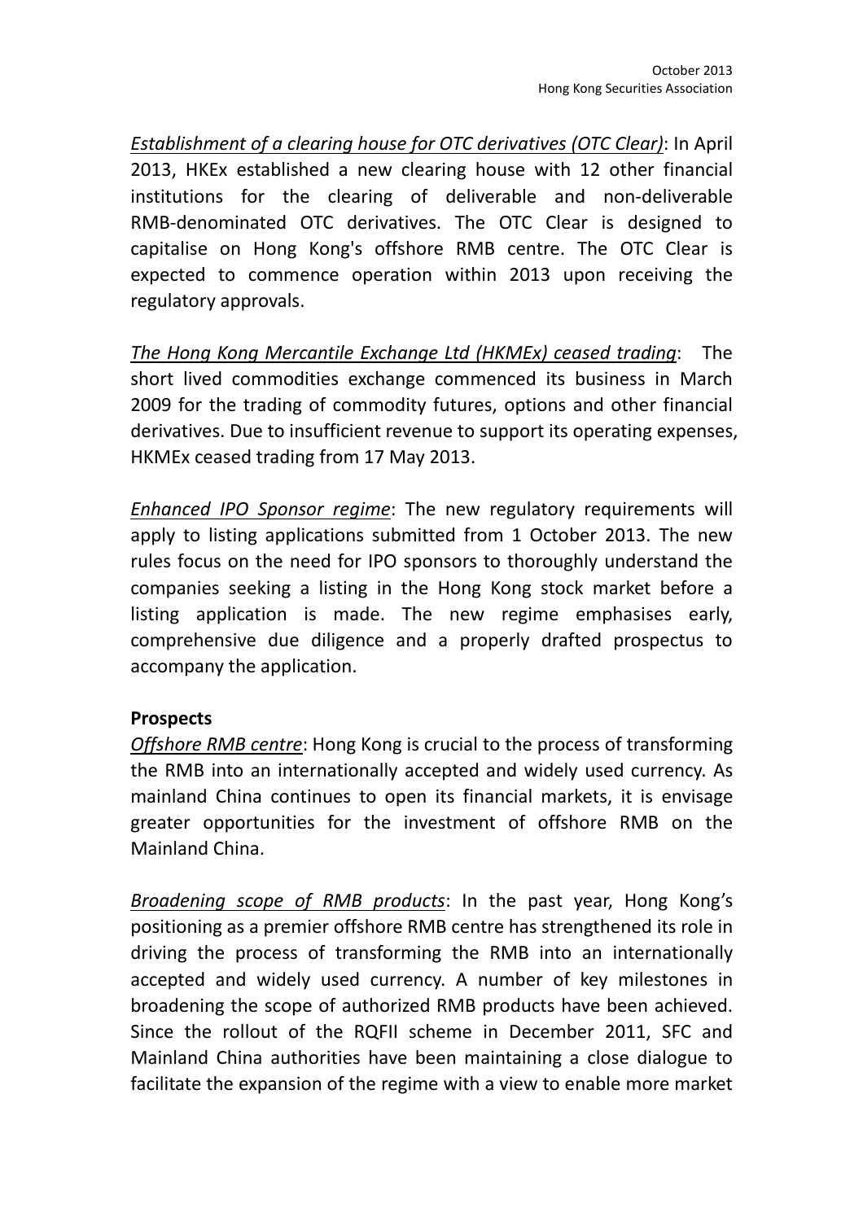*Establishment of a clearing house for OTC derivatives (OTC Clear)*: In April 2013, HKEx established a new clearing house with 12 other financial institutions for the clearing of deliverable and non-deliverable RMB-denominated OTC derivatives. The OTC Clear is designed to capitalise on Hong Kong's offshore RMB centre. The OTC Clear is expected to commence operation within 2013 upon receiving the regulatory approvals.

*The Hong Kong Mercantile Exchange Ltd (HKMEx) ceased trading*: The short lived commodities exchange commenced its business in March 2009 for the trading of commodity futures, options and other financial derivatives. Due to insufficient revenue to support its operating expenses, HKMEx ceased trading from 17 May 2013.

*Enhanced IPO Sponsor regime*: The new regulatory requirements will apply to listing applications submitted from 1 October 2013. The new rules focus on the need for IPO sponsors to thoroughly understand the companies seeking a listing in the Hong Kong stock market before a listing application is made. The new regime emphasises early, comprehensive due diligence and a properly drafted prospectus to accompany the application.

**Prospects**

*Offshore RMB centre*: Hong Kong is crucial to the process of transforming the RMB into an internationally accepted and widely used currency. As mainland China continues to open its financial markets, it is envisage greater opportunities for the investment of offshore RMB on the Mainland China.

*Broadening scope of RMB products*: In the past year, Hong Kong's positioning as a premier offshore RMB centre has strengthened its role in driving the process of transforming the RMB into an internationally accepted and widely used currency. A number of key milestones in broadening the scope of authorized RMB products have been achieved. Since the rollout of the RQFII scheme in December 2011, SFC and Mainland China authorities have been maintaining a close dialogue to facilitate the expansion of the regime with a view to enable more market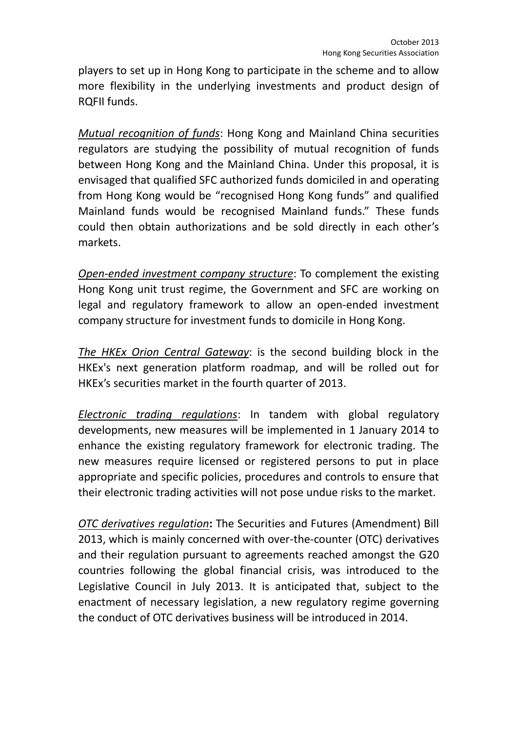players to set up in Hong Kong to participate in the scheme and to allow more flexibility in the underlying investments and product design of RQFII funds.

*Mutual recognition of funds*: Hong Kong and Mainland China securities regulators are studying the possibility of mutual recognition of funds between Hong Kong and the Mainland China. Under this proposal, it is envisaged that qualified SFC authorized funds domiciled in and operating from Hong Kong would be "recognised Hong Kong funds" and qualified Mainland funds would be recognised Mainland funds." These funds could then obtain authorizations and be sold directly in each other's markets.

*Open-ended investment company structure*: To complement the existing Hong Kong unit trust regime, the Government and SFC are working on legal and regulatory framework to allow an open-ended investment company structure for investment funds to domicile in Hong Kong.

*The HKEx Orion Central Gateway*: is the second building block in the HKEx's next generation platform roadmap, and will be rolled out for HKEx's securities market in the fourth quarter of 2013.

*Electronic trading regulations*: In tandem with global regulatory developments, new measures will be implemented in 1 January 2014 to enhance the existing regulatory framework for electronic trading. The new measures require licensed or registered persons to put in place appropriate and specific policies, procedures and controls to ensure that their electronic trading activities will not pose undue risks to the market.

*OTC derivatives regulation***:** The Securities and Futures (Amendment) Bill 2013, which is mainly concerned with over-the-counter (OTC) derivatives and their regulation pursuant to agreements reached amongst the G20 countries following the global financial crisis, was introduced to the Legislative Council in July 2013. It is anticipated that, subject to the enactment of necessary legislation, a new regulatory regime governing the conduct of OTC derivatives business will be introduced in 2014.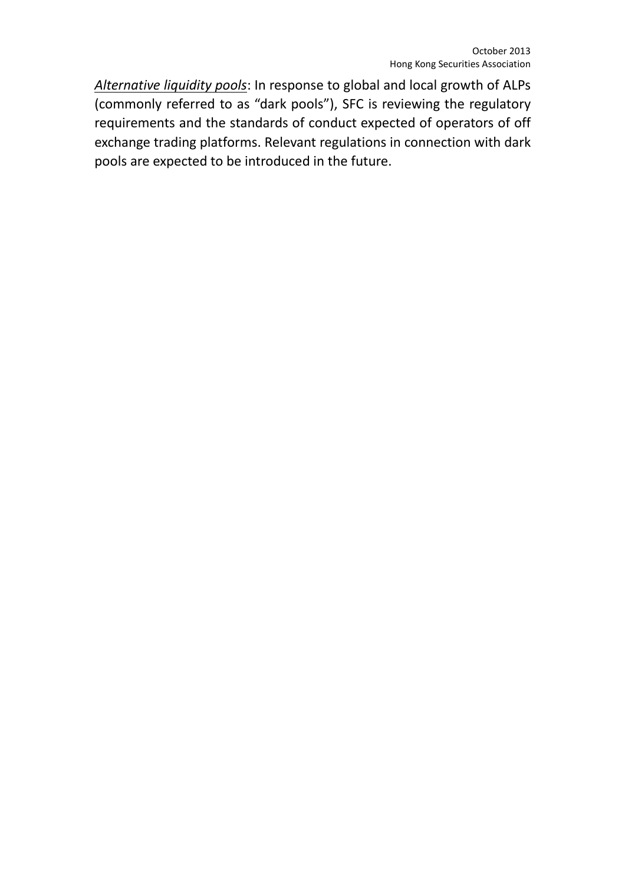*Alternative liquidity pools*: In response to global and local growth of ALPs (commonly referred to as “dark pools”), SFC is reviewing the regulatory requirements and the standards of conduct expected of operators of off exchange trading platforms. Relevant regulations in connection with dark pools are expected to be introduced in the future.